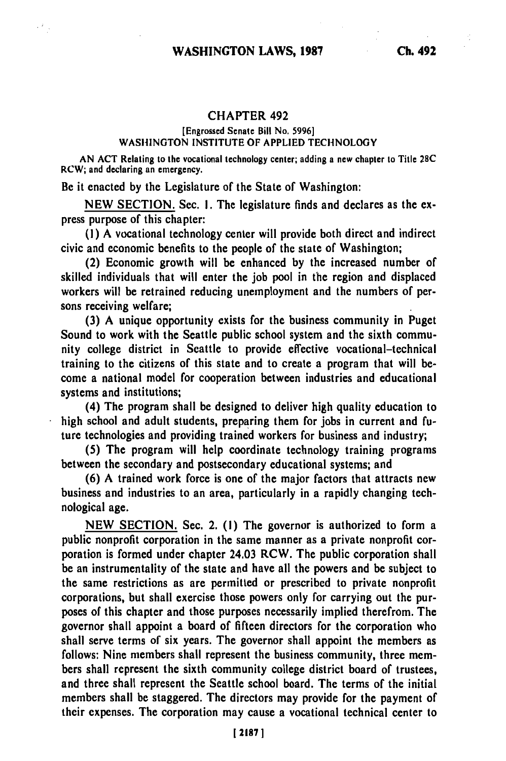## CHAPTER 492

[Engrossed Senate Bill No. 5996]

WASHINGTON INSTITUTE OF APPLIED TECHNOLOGY

AN ACT Relating to the vocational technology center; adding a new chapter to Title 28C RCW; and declaring an emergency.

Be it enacted by the Legislature of the State of Washington:

NEW SECTION. Sec. 1. The legislature finds and declares as the express purpose of this chapter:

(1) A vocational technology center will provide both direct and indirect civic and economic benefits to the people of the state of Washington;

(2) Economic growth will be enhanced by the increased number of skilled individuals that will enter the job pool in the region and displaced workers will be retrained reducing unemployment and the numbers of persons receiving welfare;

(3) A unique opportunity exists for the business community in Puget Sound to work with the Seattle public school system and the sixth community college district in Seattle to provide effective vocational–technical training to the citizens of this state and to create a program that will become a national model for cooperation between industries and educational systems and institutions;

(4) The program shall be designed to deliver high quality education to high school and adult students, preparing them for jobs in current and future technologies and providing trained workers for business and industry;

(5) The program will help coordinate technology training programs between the secondary and postsecondary educational systems; and

(6) A trained work force is one of the major factors that attracts new business and industries to an area, particularly in a rapidly changing technological age.

NEW SECTION. Sec. 2. (1) The governor is authorized to form a public nonprofit corporation in the same manner as a private nonprofit corporation is formed under chapter 24.03 RCW. The public corporation shall be an instrumentality of the state and have all the powers and be subject to the same restrictions as are permitted or prescribed to private nonprofit corporations, but shall exercise those powers only for carrying out the purposes of this chapter and those purposes necessarily implied therefrom. The governor shall appoint a board of fifteen directors for the corporation who shall serve terms of six years. The governor shall appoint the members as follows: Nine members shall represent the business community, three members shall represent the sixth community college district board of trustees, and three shall represent the Seattle school board. The terms of the initial members shall be staggered. The directors may provide for the payment of their expenses. The corporation may cause a vocational technical center to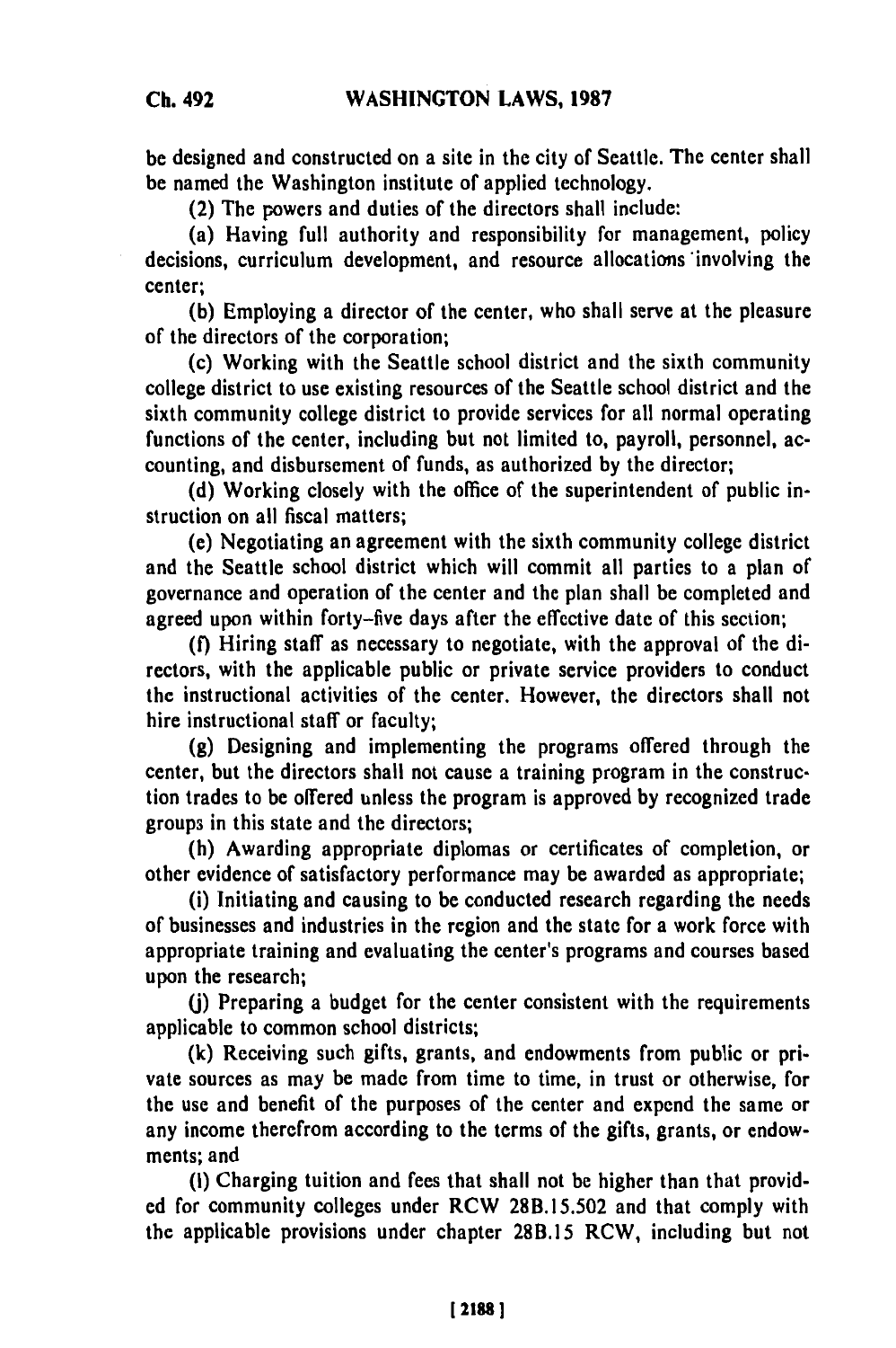be designed and constructed on a site in the city of Seattle. The center shall be named the Washington institute of applied technology.

(2) The powers and duties of the directors shall include:

(a) Having full authority and responsibility for management, policy decisions, curriculum development, and resource allocations involving the center;

(b) Employing a director of the center, who shall serve at the pleasure of the directors of the corporation;

(c) Working with the Seattle school district and the sixth community college district to use existing resources of the Seattle school district and the sixth community college district to provide services for all normal operating functions of the center, including but not limited to, payroll, personnel, accounting, and disbursement of funds, as authorized by the director;

(d) Working closely with the office of the superintendent of public instruction on all fiscal matters;

(e) Negotiating an agreement with the sixth community college district and the Seattle school district which will commit all parties to a plan of governance and operation of the center and the plan shall be completed and agreed upon within forty-five days after the effective date of this section;

(f) Hiring staff as necessary to negotiate, with the approval of the directors, with the applicable public or private service providers to conduct the instructional activities of the center. However, the directors shall not hire instructional staff or faculty;

(g) Designing and implementing the programs offered through the center, but the directors shall not cause a training program in the construction trades to be offered unless the program is approved by recognized trade groups in this state and the directors;

(h) Awarding appropriate diplomas or certificates of completion, or other evidence of satisfactory performance may be awarded as appropriate;

(i) Initiating and causing to be conducted research regarding the needs of businesses and industries in the region and the state for a work force with appropriate training and evaluating the center's programs and courses based upon the research;

(j) Preparing a budget for the center consistent with the requirements applicable to common school districts;

(k) Receiving such gifts, grants, and endowments from public or private sources as may be made from time to time, in trust or otherwise, for the use and benefit of the purposes of the center and expend the same or any income therefrom according to the terms of the gifts, grants, or endowments; and

(l) Charging tuition and fees that shall not be higher than that provided for community colleges under RCW 28B.15.502 and that comply with the applicable provisions under chapter 28B.15 RCW, including but not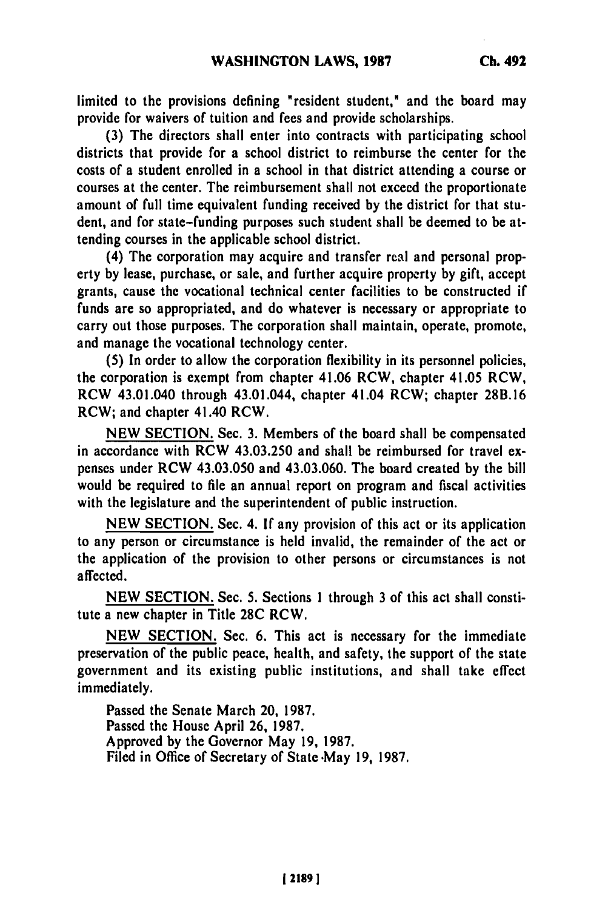limited to the provisions defining "resident student," and the board may provide for waivers of tuition and fees and provide scholarships.

(3) The directors shall enter into contracts with participating school districts that provide for a school district to reimburse the center for the costs of a student enrolled in a school in that district attending a course or courses at the center. The reimbursement shall not exceed the proportionate amount of full time equivalent funding received by the district for that student, and for state-funding purposes such student shall be deemed to be attending courses in the applicable school district.

(4) The corporation may acquire and transfer real and personal property by lease, purchase, or sale, and further acquire property by gift, accept grants, cause the vocational technical center facilities to be constructed if funds are so appropriated, and do whatever is necessary or appropriate to carry out those purposes. The corporation shall maintain, operate, promote, and manage the vocational technology center.

(5) In order to allow the corporation flexibility in its personnel policies, the corporation is exempt from chapter 41.06 RCW, chapter 41.05 RCW, RCW 43.01.040 through 43.01.044, chapter 41.04 RCW; chapter 28B.16 RCW; and chapter 41.40 RCW.

NEW SECTION. Sec. 3. Members of the board shall be compensated in accordance with RCW 43.03.250 and shall be reimbursed for travel expenses under RCW 43.03.050 and 43.03.060. The board created by the bill would be required to file an annual report on program and fiscal activities with the legislature and the superintendent of public instruction.

NEW SECTION. Sec. 4. If any provision of this act or its application to any person or circumstance is held invalid, the remainder of the act or the application of the provision to other persons or circumstances is not affected.

NEW SECTION. Sec. 5. Sections 1 through 3 of this act shall constitute a new chapter in Title 28C RCW.

NEW SECTION. Sec. 6. This act is necessary for the immediate preservation of the public peace, health, and safety, the support of the state government and its existing public institutions, and shall take effect immediately.

Passed the Senate March 20, 1987.
Passed the House April 26, 1987.
Approved by the Governor May 19, 1987.
Filed in Office of Secretary of State May 19, 1987.